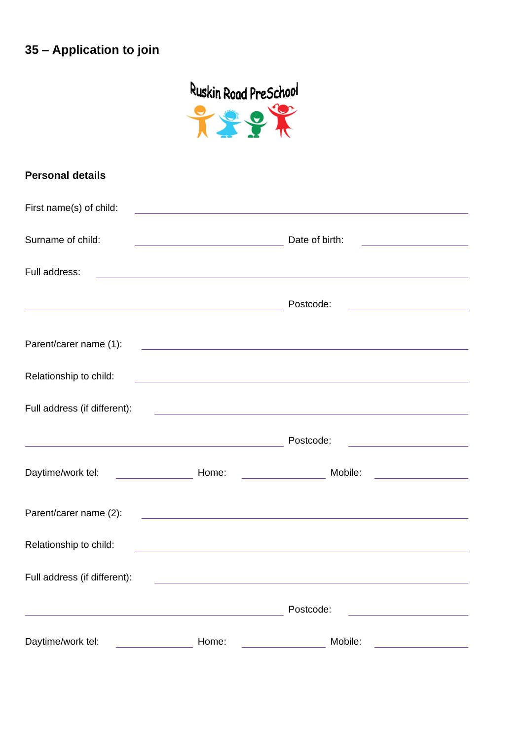# 35 – Application to join

Ruskin Road PreSchool

## Personal details

First name(s) of child: ______________________________

Surname of child: ______________ Date of birth: ______________

Full address: ______________________________

______________________________ Postcode: ______________

Parent/carer name (1): ______________________________

Relationship to child: ______________________________

Full address (if different): ______________________________

______________________________ Postcode: ______________

Daytime/work tel: __________ Home: __________ Mobile: __________

Parent/carer name (2): ______________________________

Relationship to child: ______________________________

Full address (if different): ______________________________

______________________________ Postcode: ______________

Daytime/work tel: __________ Home: __________ Mobile: __________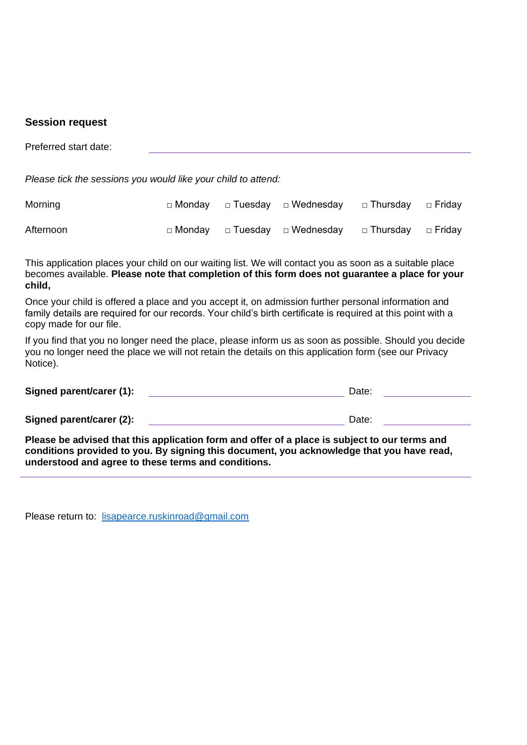## Session request

Preferred start date: \_\_\_\_\_\_\_\_\_\_\_\_\_\_\_\_\_\_\_\_\_\_\_\_\_\_\_\_\_\_

*Please tick the sessions you would like your child to attend:*

| | | | | | |
|---|---|---|---|---|---|
| Morning | □ Monday | □ Tuesday | □ Wednesday | □ Thursday | □ Friday |
| Afternoon | □ Monday | □ Tuesday | □ Wednesday | □ Thursday | □ Friday |

This application places your child on our waiting list. We will contact you as soon as a suitable place becomes available. **Please note that completion of this form does not guarantee a place for your child,**

Once your child is offered a place and you accept it, on admission further personal information and family details are required for our records. Your child's birth certificate is required at this point with a copy made for our file.

If you find that you no longer need the place, please inform us as soon as possible. Should you decide you no longer need the place we will not retain the details on this application form (see our Privacy Notice).

**Signed parent/carer (1):** \_\_\_\_\_\_\_\_\_\_\_\_\_\_\_\_\_\_\_\_ Date: \_\_\_\_\_\_\_\_\_\_

**Signed parent/carer (2):** \_\_\_\_\_\_\_\_\_\_\_\_\_\_\_\_\_\_\_\_ Date: \_\_\_\_\_\_\_\_\_\_

**Please be advised that this application form and offer of a place is subject to our terms and conditions provided to you. By signing this document, you acknowledge that you have read, understood and agree to these terms and conditions.**

---

Please return to: lisapearce.ruskinroad@gmail.com